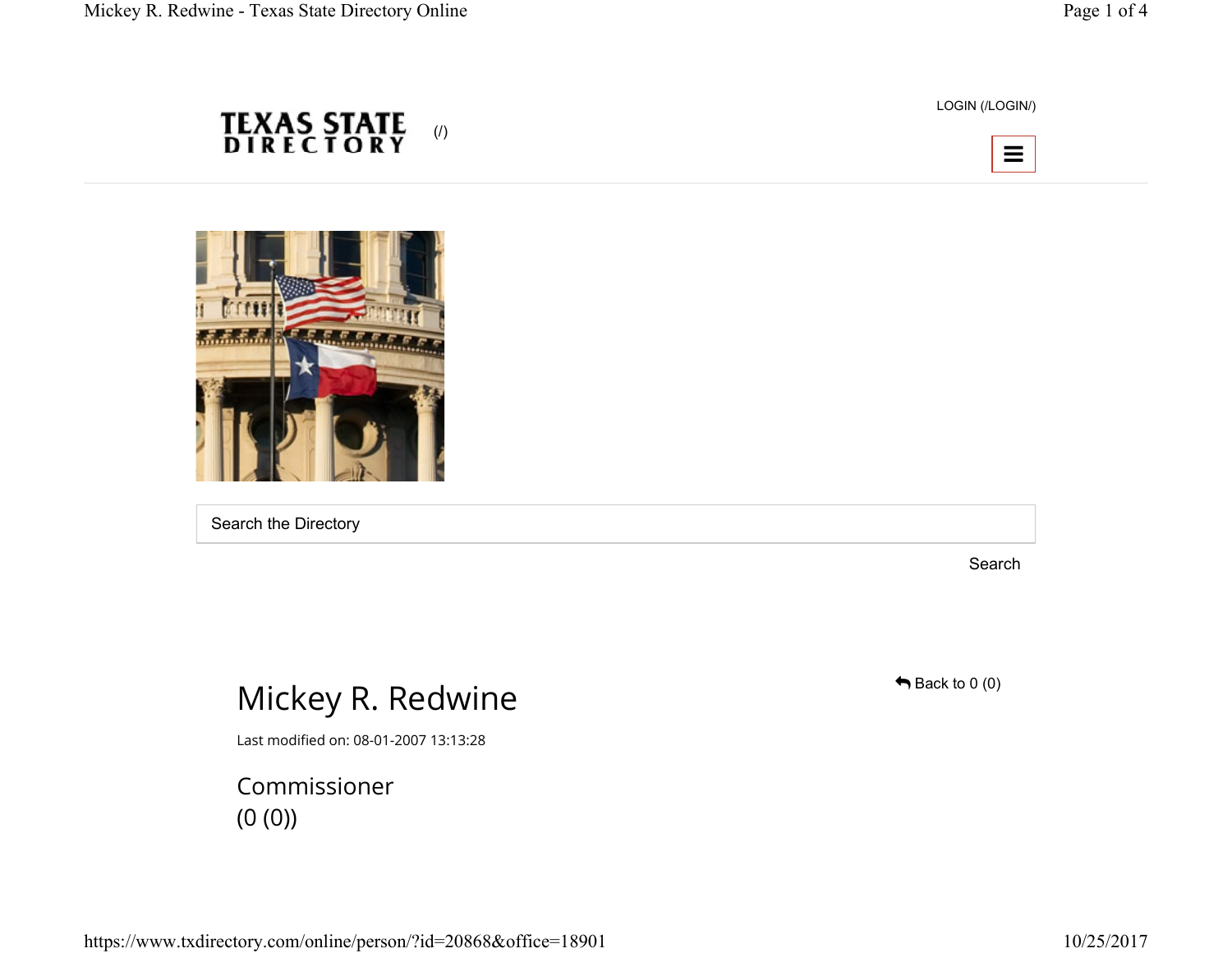TEXAS STATE DIRECTORY (/)

LOGIN (/LOGIN/)

Search the Directory

Search

# Mickey R. Redwine

Back to 0 (0)

Last modified on: 08-01-2007 13:13:28

## Commissioner

(0 (0))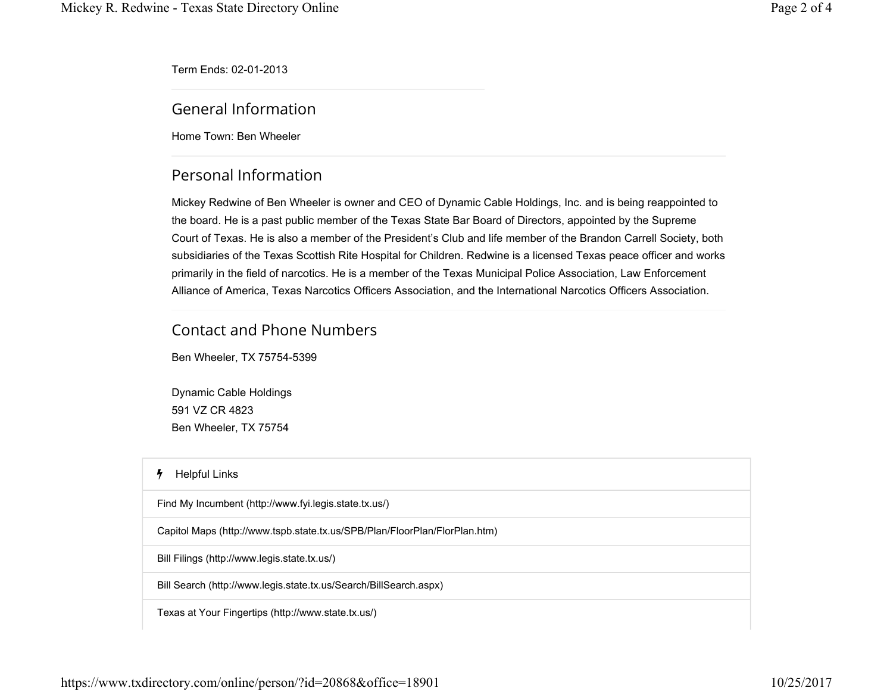Term Ends: 02-01-2013

## General Information

Home Town: Ben Wheeler

## Personal Information

Mickey Redwine of Ben Wheeler is owner and CEO of Dynamic Cable Holdings, Inc. and is being reappointed to the board. He is a past public member of the Texas State Bar Board of Directors, appointed by the Supreme Court of Texas. He is also a member of the President's Club and life member of the Brandon Carrell Society, both subsidiaries of the Texas Scottish Rite Hospital for Children. Redwine is a licensed Texas peace officer and works primarily in the field of narcotics. He is a member of the Texas Municipal Police Association, Law Enforcement Alliance of America, Texas Narcotics Officers Association, and the International Narcotics Officers Association.

## Contact and Phone Numbers

Ben Wheeler, TX 75754-5399

Dynamic Cable Holdings
591 VZ CR 4823
Ben Wheeler, TX 75754

| Helpful Links |
| --- |
| Find My Incumbent (http://www.fyi.legis.state.tx.us/) |
| Capitol Maps (http://www.tspb.state.tx.us/SPB/Plan/FloorPlan/FlorPlan.htm) |
| Bill Filings (http://www.legis.state.tx.us/) |
| Bill Search (http://www.legis.state.tx.us/Search/BillSearch.aspx) |
| Texas at Your Fingertips (http://www.state.tx.us/) |